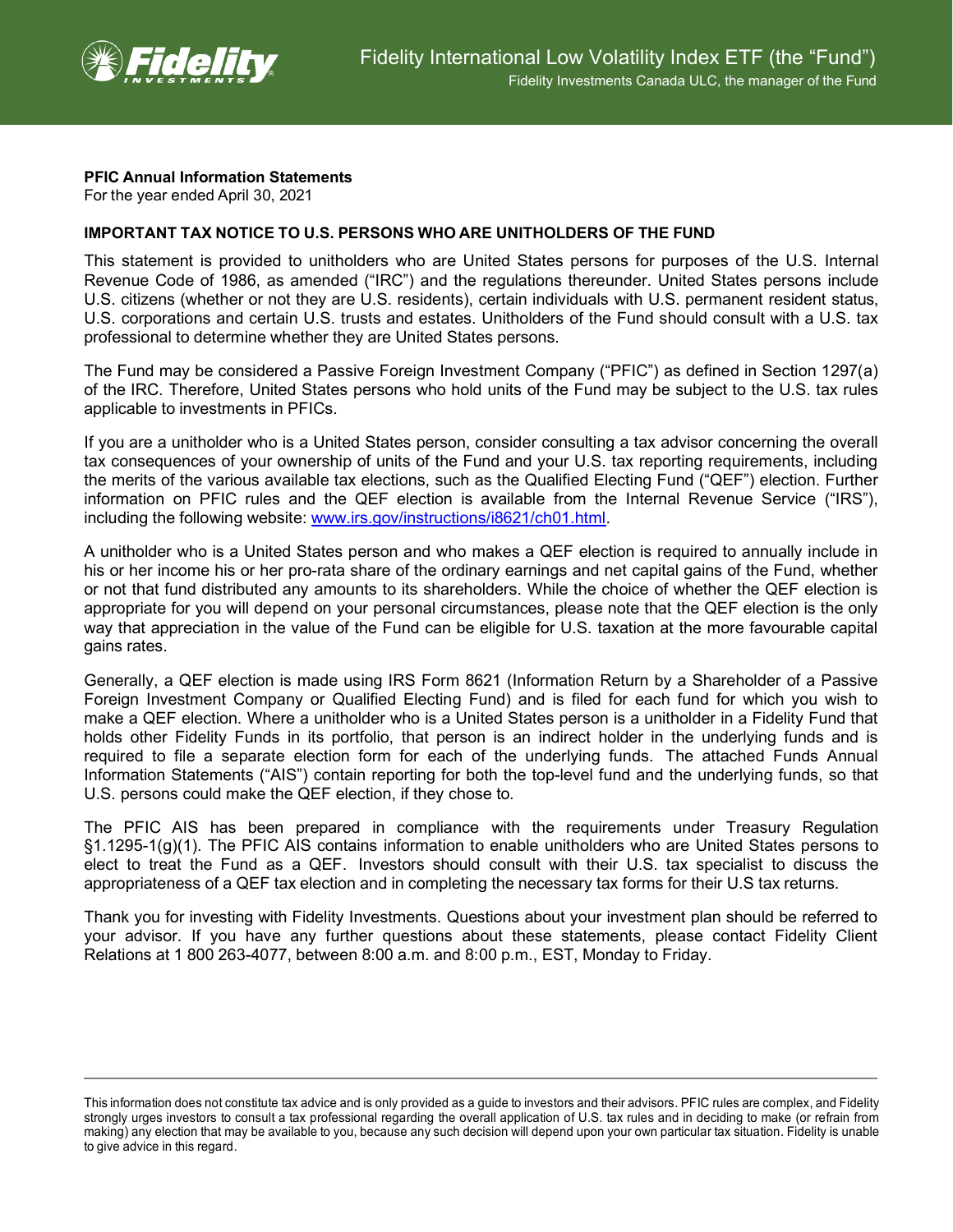Fidelity International Low Volatility Index ETF (the “Fund”)

Fidelity Investments Canada ULC, the manager of the Fund

**PFIC Annual Information Statements**
For the year ended April 30, 2021

**IMPORTANT TAX NOTICE TO U.S. PERSONS WHO ARE UNITHOLDERS OF THE FUND**

This statement is provided to unitholders who are United States persons for purposes of the U.S. Internal Revenue Code of 1986, as amended (“IRC”) and the regulations thereunder. United States persons include U.S. citizens (whether or not they are U.S. residents), certain individuals with U.S. permanent resident status, U.S. corporations and certain U.S. trusts and estates. Unitholders of the Fund should consult with a U.S. tax professional to determine whether they are United States persons.

The Fund may be considered a Passive Foreign Investment Company (“PFIC”) as defined in Section 1297(a) of the IRC. Therefore, United States persons who hold units of the Fund may be subject to the U.S. tax rules applicable to investments in PFICs.

If you are a unitholder who is a United States person, consider consulting a tax advisor concerning the overall tax consequences of your ownership of units of the Fund and your U.S. tax reporting requirements, including the merits of the various available tax elections, such as the Qualified Electing Fund (“QEF”) election. Further information on PFIC rules and the QEF election is available from the Internal Revenue Service (“IRS”), including the following website: [www.irs.gov/instructions/i8621/ch01.html](www.irs.gov/instructions/i8621/ch01.html).

A unitholder who is a United States person and who makes a QEF election is required to annually include in his or her income his or her pro-rata share of the ordinary earnings and net capital gains of the Fund, whether or not that fund distributed any amounts to its shareholders. While the choice of whether the QEF election is appropriate for you will depend on your personal circumstances, please note that the QEF election is the only way that appreciation in the value of the Fund can be eligible for U.S. taxation at the more favourable capital gains rates.

Generally, a QEF election is made using IRS Form 8621 (Information Return by a Shareholder of a Passive Foreign Investment Company or Qualified Electing Fund) and is filed for each fund for which you wish to make a QEF election. Where a unitholder who is a United States person is a unitholder in a Fidelity Fund that holds other Fidelity Funds in its portfolio, that person is an indirect holder in the underlying funds and is required to file a separate election form for each of the underlying funds. The attached Funds Annual Information Statements (“AIS”) contain reporting for both the top-level fund and the underlying funds, so that U.S. persons could make the QEF election, if they chose to.

The PFIC AIS has been prepared in compliance with the requirements under Treasury Regulation §1.1295-1(g)(1). The PFIC AIS contains information to enable unitholders who are United States persons to elect to treat the Fund as a QEF. Investors should consult with their U.S. tax specialist to discuss the appropriateness of a QEF tax election and in completing the necessary tax forms for their U.S tax returns.

Thank you for investing with Fidelity Investments. Questions about your investment plan should be referred to your advisor. If you have any further questions about these statements, please contact Fidelity Client Relations at 1 800 263-4077, between 8:00 a.m. and 8:00 p.m., EST, Monday to Friday.

---

This information does not constitute tax advice and is only provided as a guide to investors and their advisors. PFIC rules are complex, and Fidelity strongly urges investors to consult a tax professional regarding the overall application of U.S. tax rules and in deciding to make (or refrain from making) any election that may be available to you, because any such decision will depend upon your own particular tax situation. Fidelity is unable to give advice in this regard.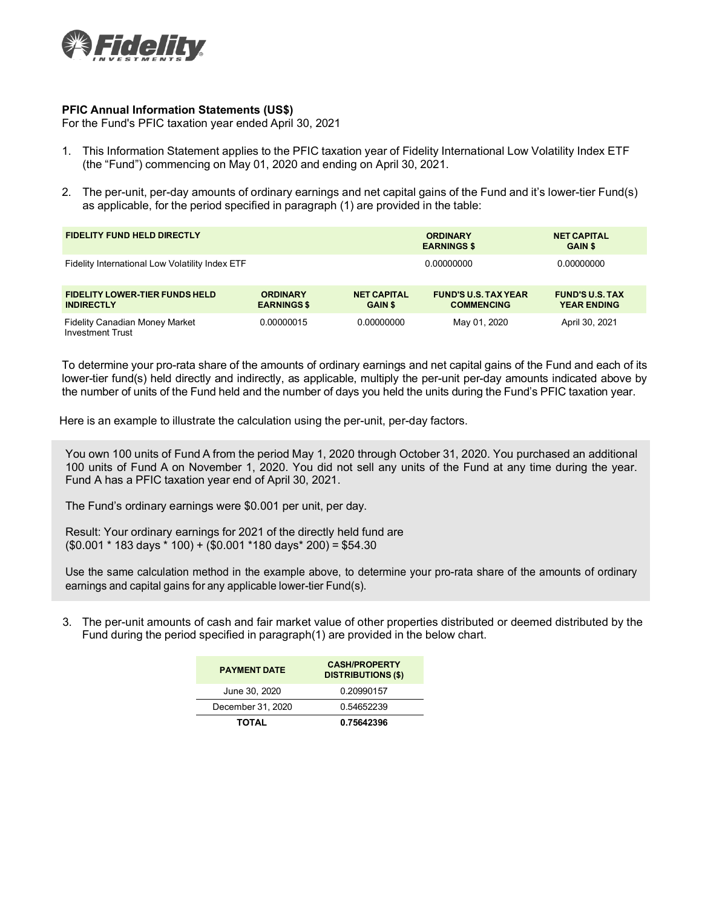**PFIC Annual Information Statements (US$)**
For the Fund's PFIC taxation year ended April 30, 2021

1. This Information Statement applies to the PFIC taxation year of Fidelity International Low Volatility Index ETF (the "Fund") commencing on May 01, 2020 and ending on April 30, 2021.

2. The per-unit, per-day amounts of ordinary earnings and net capital gains of the Fund and it's lower-tier Fund(s) as applicable, for the period specified in paragraph (1) are provided in the table:

| FIDELITY FUND HELD DIRECTLY | ORDINARY EARNINGS $ | NET CAPITAL GAIN $ |
|---|---|---|
| Fidelity International Low Volatility Index ETF | 0.00000000 | 0.00000000 |

| FIDELITY LOWER-TIER FUNDS HELD INDIRECTLY | ORDINARY EARNINGS $ | NET CAPITAL GAIN $ | FUND'S U.S. TAX YEAR COMMENCING | FUND'S U.S. TAX YEAR ENDING |
|---|---|---|---|---|
| Fidelity Canadian Money Market Investment Trust | 0.00000015 | 0.00000000 | May 01, 2020 | April 30, 2021 |

To determine your pro-rata share of the amounts of ordinary earnings and net capital gains of the Fund and each of its lower-tier fund(s) held directly and indirectly, as applicable, multiply the per-unit per-day amounts indicated above by the number of units of the Fund held and the number of days you held the units during the Fund's PFIC taxation year.

Here is an example to illustrate the calculation using the per-unit, per-day factors.

> You own 100 units of Fund A from the period May 1, 2020 through October 31, 2020. You purchased an additional 100 units of Fund A on November 1, 2020. You did not sell any units of the Fund at any time during the year. Fund A has a PFIC taxation year end of April 30, 2021.
>
> The Fund's ordinary earnings were $0.001 per unit, per day.
>
> Result: Your ordinary earnings for 2021 of the directly held fund are
> ($0.001 * 183 days * 100) + ($0.001 *180 days* 200) = $54.30
>
> Use the same calculation method in the example above, to determine your pro-rata share of the amounts of ordinary earnings and capital gains for any applicable lower-tier Fund(s).

3. The per-unit amounts of cash and fair market value of other properties distributed or deemed distributed by the Fund during the period specified in paragraph(1) are provided in the below chart.

| PAYMENT DATE | CASH/PROPERTY DISTRIBUTIONS ($) |
|---|---|
| June 30, 2020 | 0.20990157 |
| December 31, 2020 | 0.54652239 |
| **TOTAL** | **0.75642396** |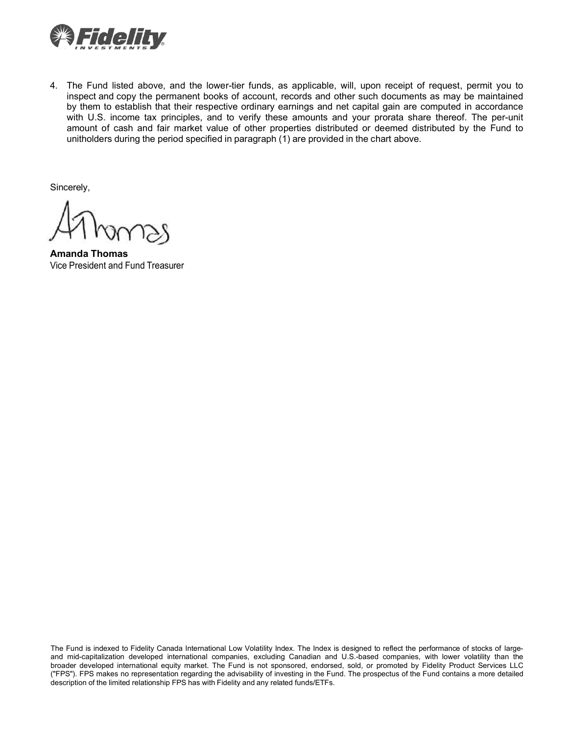4. The Fund listed above, and the lower-tier funds, as applicable, will, upon receipt of request, permit you to inspect and copy the permanent books of account, records and other such documents as may be maintained by them to establish that their respective ordinary earnings and net capital gain are computed in accordance with U.S. income tax principles, and to verify these amounts and your prorata share thereof. The per-unit amount of cash and fair market value of other properties distributed or deemed distributed by the Fund to unitholders during the period specified in paragraph (1) are provided in the chart above.

Sincerely,

**Amanda Thomas**
Vice President and Fund Treasurer

The Fund is indexed to Fidelity Canada International Low Volatility Index. The Index is designed to reflect the performance of stocks of large- and mid-capitalization developed international companies, excluding Canadian and U.S.-based companies, with lower volatility than the broader developed international equity market. The Fund is not sponsored, endorsed, sold, or promoted by Fidelity Product Services LLC ("FPS"). FPS makes no representation regarding the advisability of investing in the Fund. The prospectus of the Fund contains a more detailed description of the limited relationship FPS has with Fidelity and any related funds/ETFs.